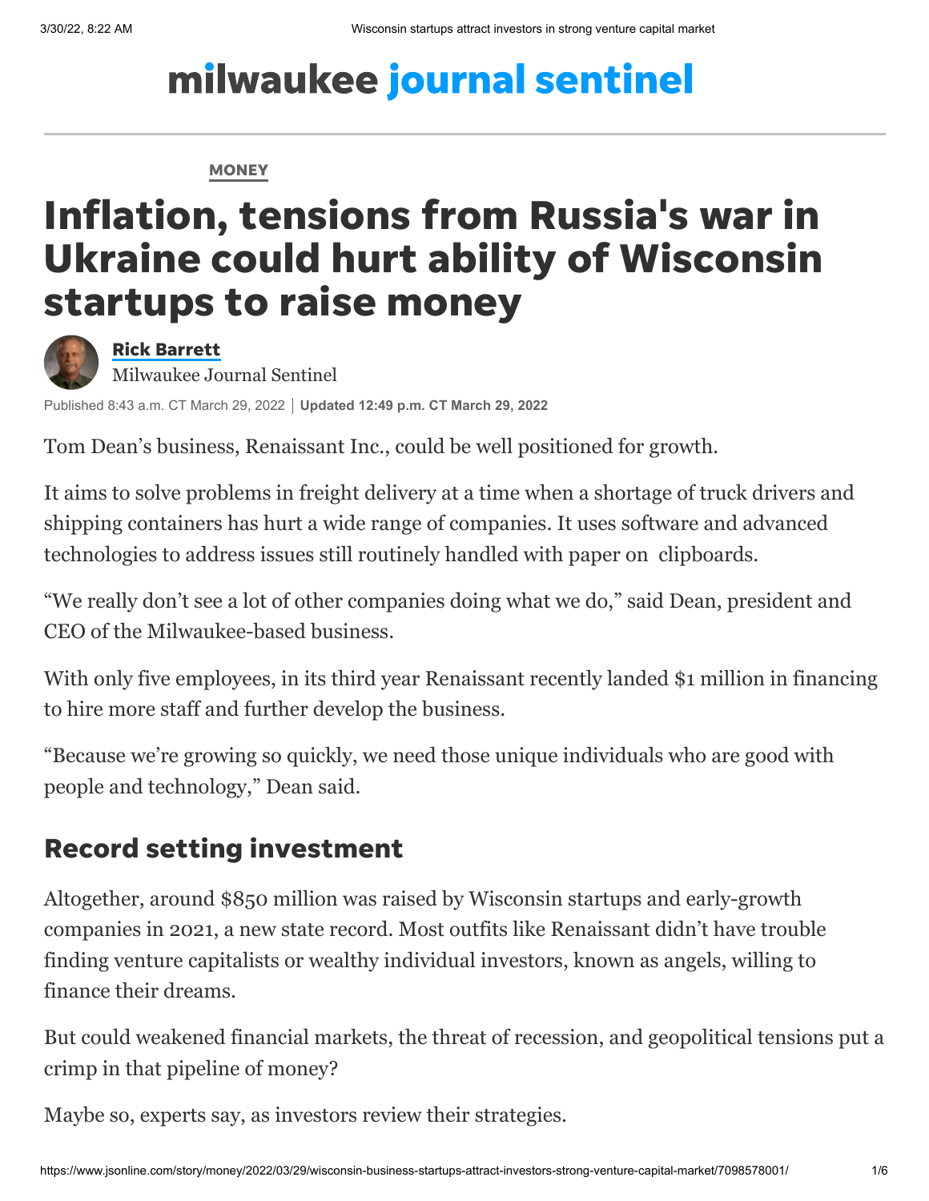# milwaukee journal sentinel

MONEY

# Inflation, tensions from Russia's war in Ukraine could hurt ability of Wisconsin startups to raise money

**Rick Barrett**
Milwaukee Journal Sentinel

Published 8:43 a.m. CT March 29, 2022 | **Updated 12:49 p.m. CT March 29, 2022**

Tom Dean's business, Renaissant Inc., could be well positioned for growth.

It aims to solve problems in freight delivery at a time when a shortage of truck drivers and shipping containers has hurt a wide range of companies. It uses software and advanced technologies to address issues still routinely handled with paper on clipboards.

"We really don't see a lot of other companies doing what we do," said Dean, president and CEO of the Milwaukee-based business.

With only five employees, in its third year Renaissant recently landed $1 million in financing to hire more staff and further develop the business.

"Because we're growing so quickly, we need those unique individuals who are good with people and technology," Dean said.

## Record setting investment

Altogether, around $850 million was raised by Wisconsin startups and early-growth companies in 2021, a new state record. Most outfits like Renaissant didn't have trouble finding venture capitalists or wealthy individual investors, known as angels, willing to finance their dreams.

But could weakened financial markets, the threat of recession, and geopolitical tensions put a crimp in that pipeline of money?

Maybe so, experts say, as investors review their strategies.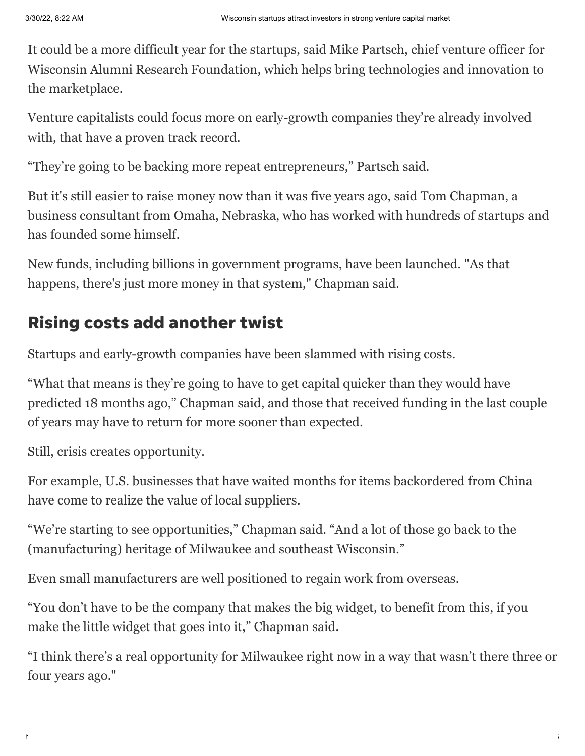It could be a more difficult year for the startups, said Mike Partsch, chief venture officer for Wisconsin Alumni Research Foundation, which helps bring technologies and innovation to the marketplace.

Venture capitalists could focus more on early-growth companies they're already involved with, that have a proven track record.

"They're going to be backing more repeat entrepreneurs," Partsch said.

But it's still easier to raise money now than it was five years ago, said Tom Chapman, a business consultant from Omaha, Nebraska, who has worked with hundreds of startups and has founded some himself.

New funds, including billions in government programs, have been launched. "As that happens, there's just more money in that system," Chapman said.

## Rising costs add another twist

Startups and early-growth companies have been slammed with rising costs.

"What that means is they're going to have to get capital quicker than they would have predicted 18 months ago," Chapman said, and those that received funding in the last couple of years may have to return for more sooner than expected.

Still, crisis creates opportunity.

For example, U.S. businesses that have waited months for items backordered from China have come to realize the value of local suppliers.

"We're starting to see opportunities," Chapman said. "And a lot of those go back to the (manufacturing) heritage of Milwaukee and southeast Wisconsin."

Even small manufacturers are well positioned to regain work from overseas.

"You don't have to be the company that makes the big widget, to benefit from this, if you make the little widget that goes into it," Chapman said.

"I think there's a real opportunity for Milwaukee right now in a way that wasn't there three or four years ago."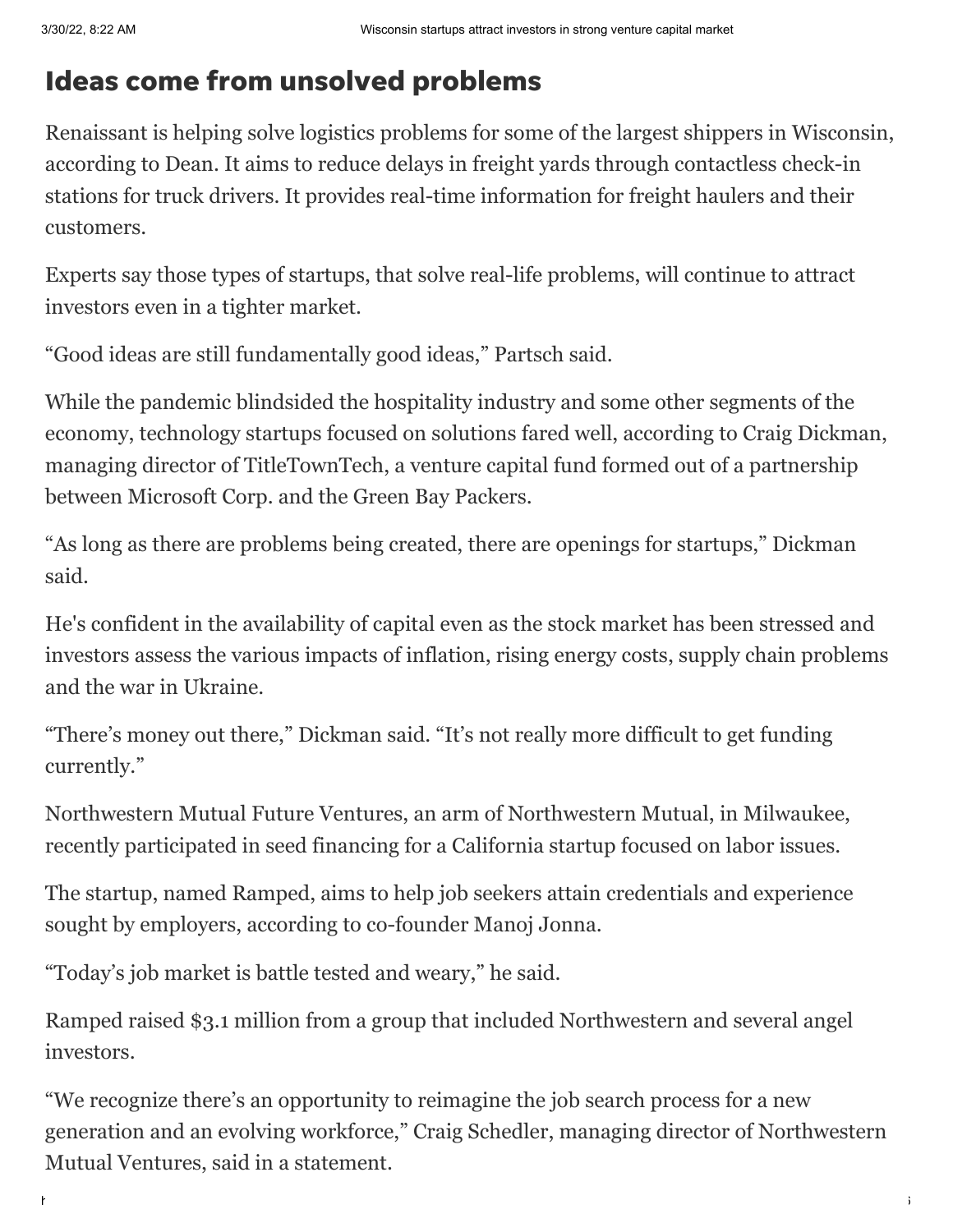## Ideas come from unsolved problems

Renaissant is helping solve logistics problems for some of the largest shippers in Wisconsin, according to Dean. It aims to reduce delays in freight yards through contactless check-in stations for truck drivers. It provides real-time information for freight haulers and their customers.

Experts say those types of startups, that solve real-life problems, will continue to attract investors even in a tighter market.

“Good ideas are still fundamentally good ideas,” Partsch said.

While the pandemic blindsided the hospitality industry and some other segments of the economy, technology startups focused on solutions fared well, according to Craig Dickman, managing director of TitleTownTech, a venture capital fund formed out of a partnership between Microsoft Corp. and the Green Bay Packers.

“As long as there are problems being created, there are openings for startups,” Dickman said.

He's confident in the availability of capital even as the stock market has been stressed and investors assess the various impacts of inflation, rising energy costs, supply chain problems and the war in Ukraine.

“There’s money out there,” Dickman said. “It’s not really more difficult to get funding currently.”

Northwestern Mutual Future Ventures, an arm of Northwestern Mutual, in Milwaukee, recently participated in seed financing for a California startup focused on labor issues.

The startup, named Ramped, aims to help job seekers attain credentials and experience sought by employers, according to co-founder Manoj Jonna.

“Today’s job market is battle tested and weary,” he said.

Ramped raised $3.1 million from a group that included Northwestern and several angel investors.

“We recognize there’s an opportunity to reimagine the job search process for a new generation and an evolving workforce,” Craig Schedler, managing director of Northwestern Mutual Ventures, said in a statement.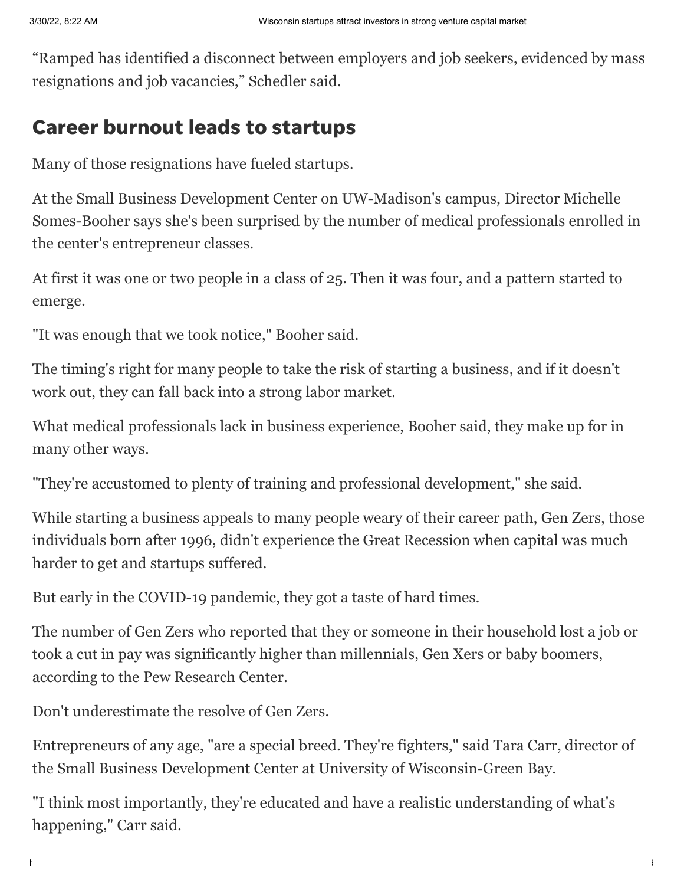“Ramped has identified a disconnect between employers and job seekers, evidenced by mass resignations and job vacancies,” Schedler said.

## Career burnout leads to startups

Many of those resignations have fueled startups.

At the Small Business Development Center on UW-Madison's campus, Director Michelle Somes-Booher says she's been surprised by the number of medical professionals enrolled in the center's entrepreneur classes.

At first it was one or two people in a class of 25. Then it was four, and a pattern started to emerge.

"It was enough that we took notice," Booher said.

The timing's right for many people to take the risk of starting a business, and if it doesn't work out, they can fall back into a strong labor market.

What medical professionals lack in business experience, Booher said, they make up for in many other ways.

"They're accustomed to plenty of training and professional development," she said.

While starting a business appeals to many people weary of their career path, Gen Zers, those individuals born after 1996, didn't experience the Great Recession when capital was much harder to get and startups suffered.

But early in the COVID-19 pandemic, they got a taste of hard times.

The number of Gen Zers who reported that they or someone in their household lost a job or took a cut in pay was significantly higher than millennials, Gen Xers or baby boomers, according to the Pew Research Center.

Don't underestimate the resolve of Gen Zers.

Entrepreneurs of any age, "are a special breed. They're fighters," said Tara Carr, director of the Small Business Development Center at University of Wisconsin-Green Bay.

"I think most importantly, they're educated and have a realistic understanding of what's happening," Carr said.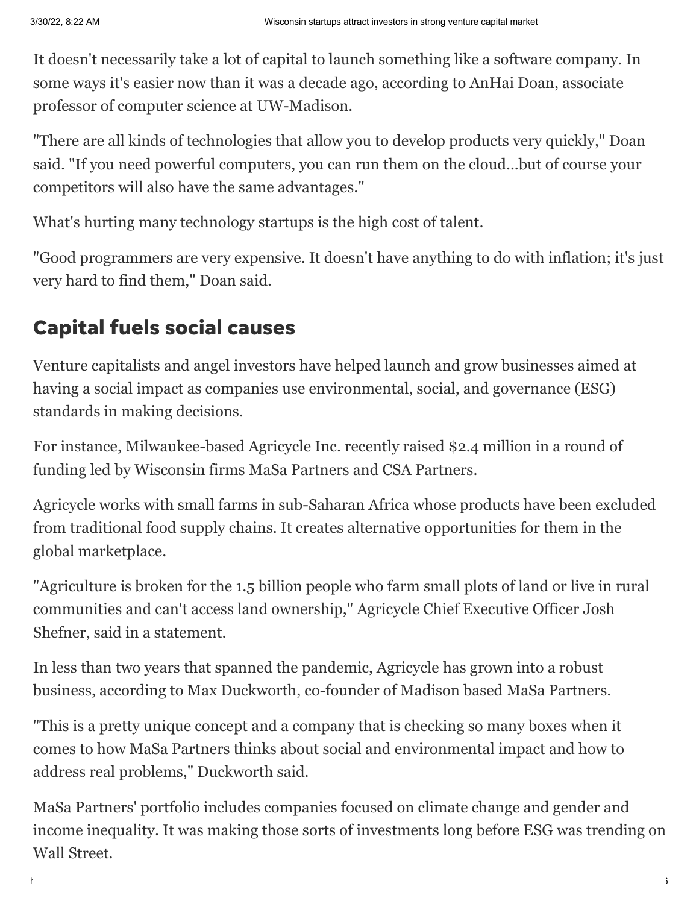It doesn't necessarily take a lot of capital to launch something like a software company. In some ways it's easier now than it was a decade ago, according to AnHai Doan, associate professor of computer science at UW-Madison.

"There are all kinds of technologies that allow you to develop products very quickly," Doan said. "If you need powerful computers, you can run them on the cloud...but of course your competitors will also have the same advantages."

What's hurting many technology startups is the high cost of talent.

"Good programmers are very expensive. It doesn't have anything to do with inflation; it's just very hard to find them," Doan said.

## Capital fuels social causes

Venture capitalists and angel investors have helped launch and grow businesses aimed at having a social impact as companies use environmental, social, and governance (ESG) standards in making decisions.

For instance, Milwaukee-based Agricycle Inc. recently raised $2.4 million in a round of funding led by Wisconsin firms MaSa Partners and CSA Partners.

Agricycle works with small farms in sub-Saharan Africa whose products have been excluded from traditional food supply chains. It creates alternative opportunities for them in the global marketplace.

"Agriculture is broken for the 1.5 billion people who farm small plots of land or live in rural communities and can't access land ownership," Agricycle Chief Executive Officer Josh Shefner, said in a statement.

In less than two years that spanned the pandemic, Agricycle has grown into a robust business, according to Max Duckworth, co-founder of Madison based MaSa Partners.

"This is a pretty unique concept and a company that is checking so many boxes when it comes to how MaSa Partners thinks about social and environmental impact and how to address real problems," Duckworth said.

MaSa Partners' portfolio includes companies focused on climate change and gender and income inequality. It was making those sorts of investments long before ESG was trending on Wall Street.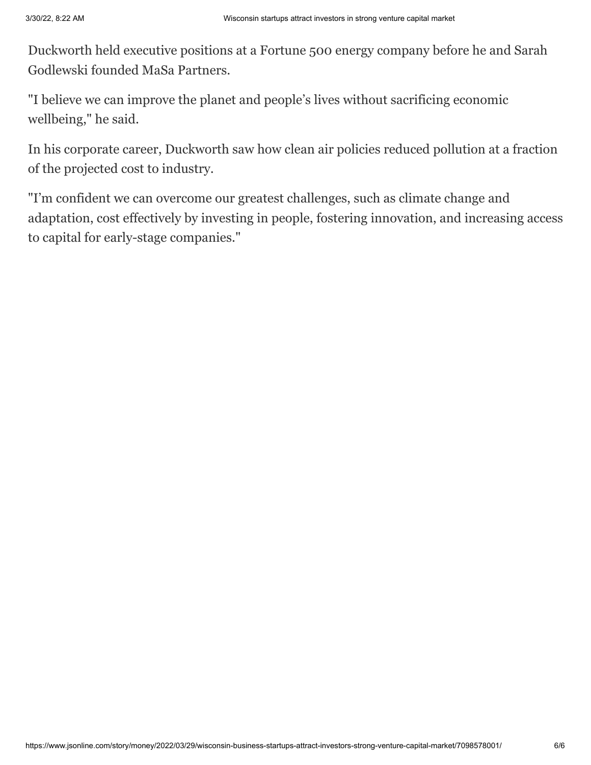Duckworth held executive positions at a Fortune 500 energy company before he and Sarah Godlewski founded MaSa Partners.

"I believe we can improve the planet and people's lives without sacrificing economic wellbeing," he said.

In his corporate career, Duckworth saw how clean air policies reduced pollution at a fraction of the projected cost to industry.

"I'm confident we can overcome our greatest challenges, such as climate change and adaptation, cost effectively by investing in people, fostering innovation, and increasing access to capital for early-stage companies."